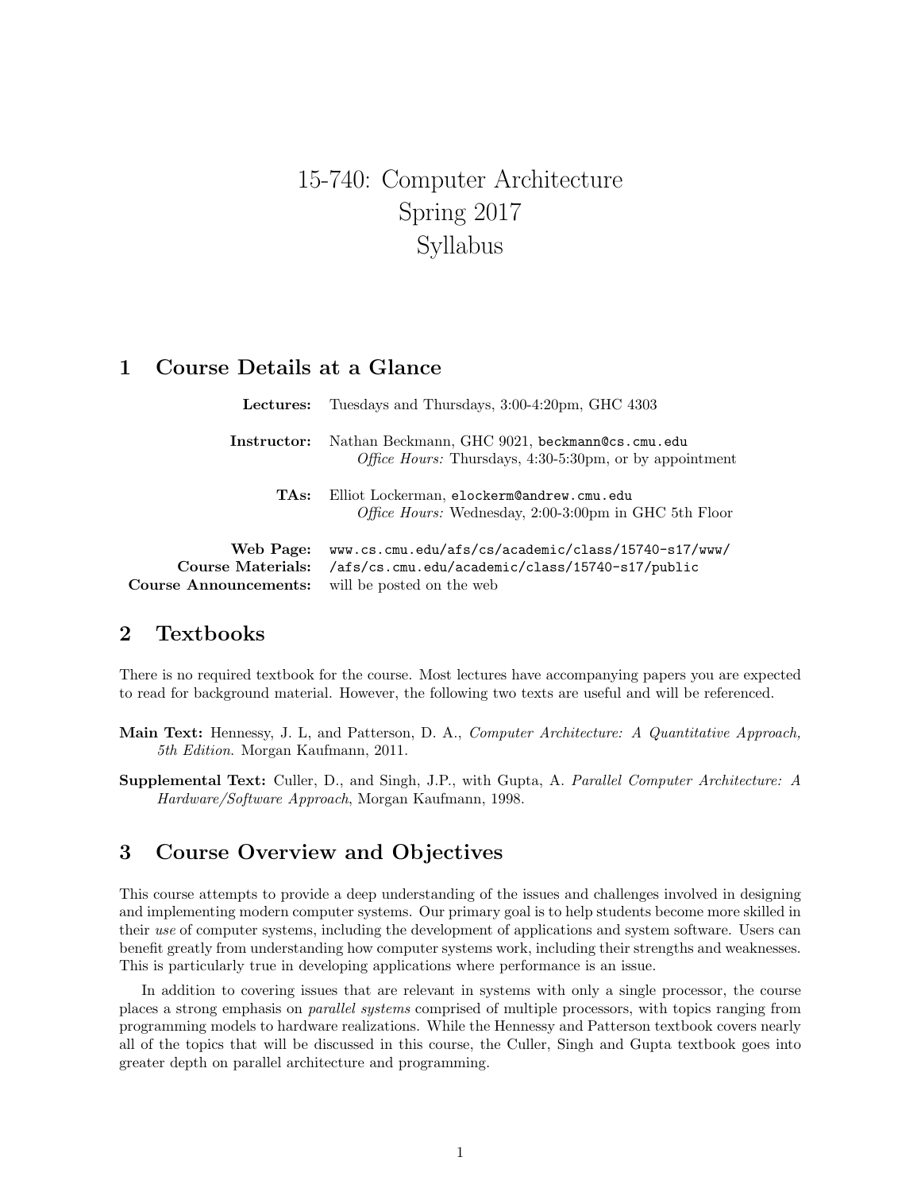# 15-740: Computer Architecture
# Spring 2017
# Syllabus

## 1 Course Details at a Glance

| | |
|---|---|
| **Lectures:** | Tuesdays and Thursdays, 3:00-4:20pm, GHC 4303 |
| **Instructor:** | Nathan Beckmann, GHC 9021, `beckmann@cs.cmu.edu` <br> *Office Hours:* Thursdays, 4:30-5:30pm, or by appointment |
| **TAs:** | Elliot Lockerman, `elockerm@andrew.cmu.edu` <br> *Office Hours:* Wednesday, 2:00-3:00pm in GHC 5th Floor |
| **Web Page:** | `www.cs.cmu.edu/afs/cs/academic/class/15740-s17/www/` |
| **Course Materials:** | `/afs/cs.cmu.edu/academic/class/15740-s17/public` |
| **Course Announcements:** | will be posted on the web |

## 2 Textbooks

There is no required textbook for the course. Most lectures have accompanying papers you are expected to read for background material. However, the following two texts are useful and will be referenced.

**Main Text:** Hennessy, J. L, and Patterson, D. A., *Computer Architecture: A Quantitative Approach, 5th Edition.* Morgan Kaufmann, 2011.

**Supplemental Text:** Culler, D., and Singh, J.P., with Gupta, A. *Parallel Computer Architecture: A Hardware/Software Approach*, Morgan Kaufmann, 1998.

## 3 Course Overview and Objectives

This course attempts to provide a deep understanding of the issues and challenges involved in designing and implementing modern computer systems. Our primary goal is to help students become more skilled in their *use* of computer systems, including the development of applications and system software. Users can benefit greatly from understanding how computer systems work, including their strengths and weaknesses. This is particularly true in developing applications where performance is an issue.

In addition to covering issues that are relevant in systems with only a single processor, the course places a strong emphasis on *parallel systems* comprised of multiple processors, with topics ranging from programming models to hardware realizations. While the Hennessy and Patterson textbook covers nearly all of the topics that will be discussed in this course, the Culler, Singh and Gupta textbook goes into greater depth on parallel architecture and programming.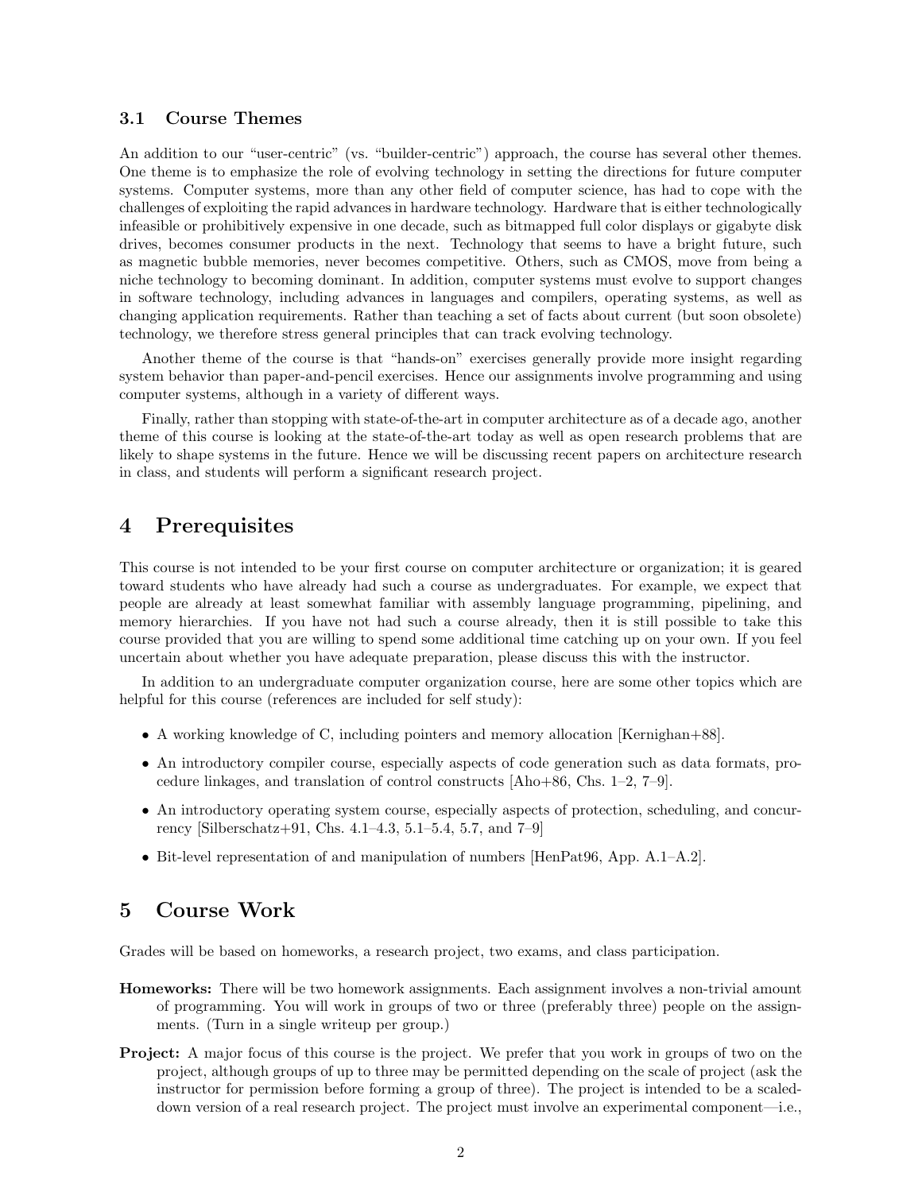### 3.1 Course Themes

An addition to our "user-centric" (vs. "builder-centric") approach, the course has several other themes. One theme is to emphasize the role of evolving technology in setting the directions for future computer systems. Computer systems, more than any other field of computer science, has had to cope with the challenges of exploiting the rapid advances in hardware technology. Hardware that is either technologically infeasible or prohibitively expensive in one decade, such as bitmapped full color displays or gigabyte disk drives, becomes consumer products in the next. Technology that seems to have a bright future, such as magnetic bubble memories, never becomes competitive. Others, such as CMOS, move from being a niche technology to becoming dominant. In addition, computer systems must evolve to support changes in software technology, including advances in languages and compilers, operating systems, as well as changing application requirements. Rather than teaching a set of facts about current (but soon obsolete) technology, we therefore stress general principles that can track evolving technology.

Another theme of the course is that "hands-on" exercises generally provide more insight regarding system behavior than paper-and-pencil exercises. Hence our assignments involve programming and using computer systems, although in a variety of different ways.

Finally, rather than stopping with state-of-the-art in computer architecture as of a decade ago, another theme of this course is looking at the state-of-the-art today as well as open research problems that are likely to shape systems in the future. Hence we will be discussing recent papers on architecture research in class, and students will perform a significant research project.

## 4 Prerequisites

This course is not intended to be your first course on computer architecture or organization; it is geared toward students who have already had such a course as undergraduates. For example, we expect that people are already at least somewhat familiar with assembly language programming, pipelining, and memory hierarchies. If you have not had such a course already, then it is still possible to take this course provided that you are willing to spend some additional time catching up on your own. If you feel uncertain about whether you have adequate preparation, please discuss this with the instructor.

In addition to an undergraduate computer organization course, here are some other topics which are helpful for this course (references are included for self study):

- A working knowledge of C, including pointers and memory allocation [Kernighan+88].
- An introductory compiler course, especially aspects of code generation such as data formats, procedure linkages, and translation of control constructs [Aho+86, Chs. 1–2, 7–9].
- An introductory operating system course, especially aspects of protection, scheduling, and concurrency [Silberschatz+91, Chs. 4.1–4.3, 5.1–5.4, 5.7, and 7–9]
- Bit-level representation of and manipulation of numbers [HenPat96, App. A.1–A.2].

## 5 Course Work

Grades will be based on homeworks, a research project, two exams, and class participation.

**Homeworks:** There will be two homework assignments. Each assignment involves a non-trivial amount of programming. You will work in groups of two or three (preferably three) people on the assignments. (Turn in a single writeup per group.)

**Project:** A major focus of this course is the project. We prefer that you work in groups of two on the project, although groups of up to three may be permitted depending on the scale of project (ask the instructor for permission before forming a group of three). The project is intended to be a scaled-down version of a real research project. The project must involve an experimental component—i.e.,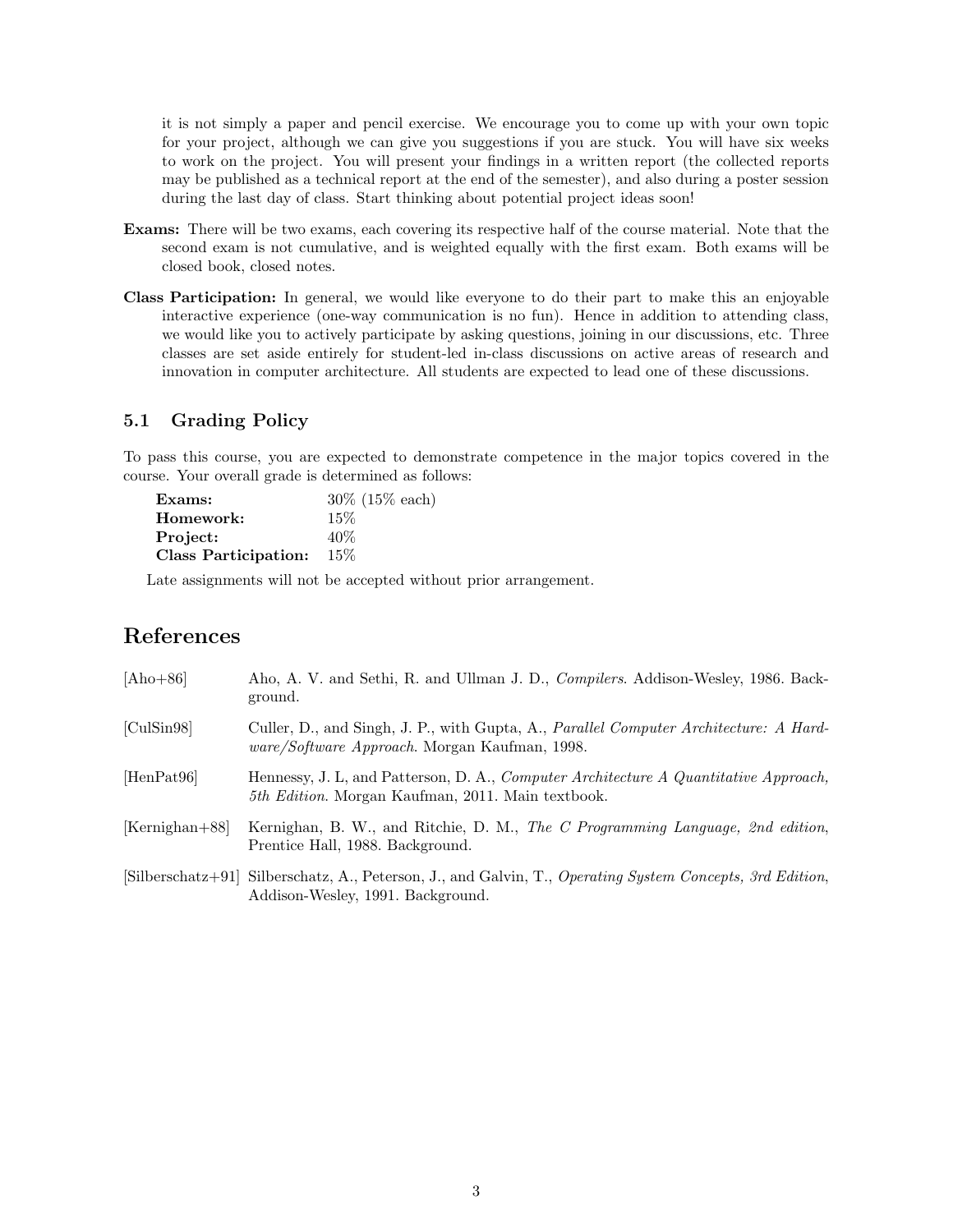it is not simply a paper and pencil exercise. We encourage you to come up with your own topic for your project, although we can give you suggestions if you are stuck. You will have six weeks to work on the project. You will present your findings in a written report (the collected reports may be published as a technical report at the end of the semester), and also during a poster session during the last day of class. Start thinking about potential project ideas soon!

**Exams:** There will be two exams, each covering its respective half of the course material. Note that the second exam is not cumulative, and is weighted equally with the first exam. Both exams will be closed book, closed notes.

**Class Participation:** In general, we would like everyone to do their part to make this an enjoyable interactive experience (one-way communication is no fun). Hence in addition to attending class, we would like you to actively participate by asking questions, joining in our discussions, etc. Three classes are set aside entirely for student-led in-class discussions on active areas of research and innovation in computer architecture. All students are expected to lead one of these discussions.

### 5.1 Grading Policy

To pass this course, you are expected to demonstrate competence in the major topics covered in the course. Your overall grade is determined as follows:

| | |
|---|---|
| **Exams:** | 30% (15% each) |
| **Homework:** | 15% |
| **Project:** | 40% |
| **Class Participation:** | 15% |

Late assignments will not be accepted without prior arrangement.

## References

[Aho+86] Aho, A. V. and Sethi, R. and Ullman J. D., *Compilers*. Addison-Wesley, 1986. Background.

[CulSin98] Culler, D., and Singh, J. P., with Gupta, A., *Parallel Computer Architecture: A Hardware/Software Approach*. Morgan Kaufman, 1998.

[HenPat96] Hennessy, J. L, and Patterson, D. A., *Computer Architecture A Quantitative Approach, 5th Edition*. Morgan Kaufman, 2011. Main textbook.

[Kernighan+88] Kernighan, B. W., and Ritchie, D. M., *The C Programming Language, 2nd edition*, Prentice Hall, 1988. Background.

[Silberschatz+91] Silberschatz, A., Peterson, J., and Galvin, T., *Operating System Concepts, 3rd Edition*, Addison-Wesley, 1991. Background.